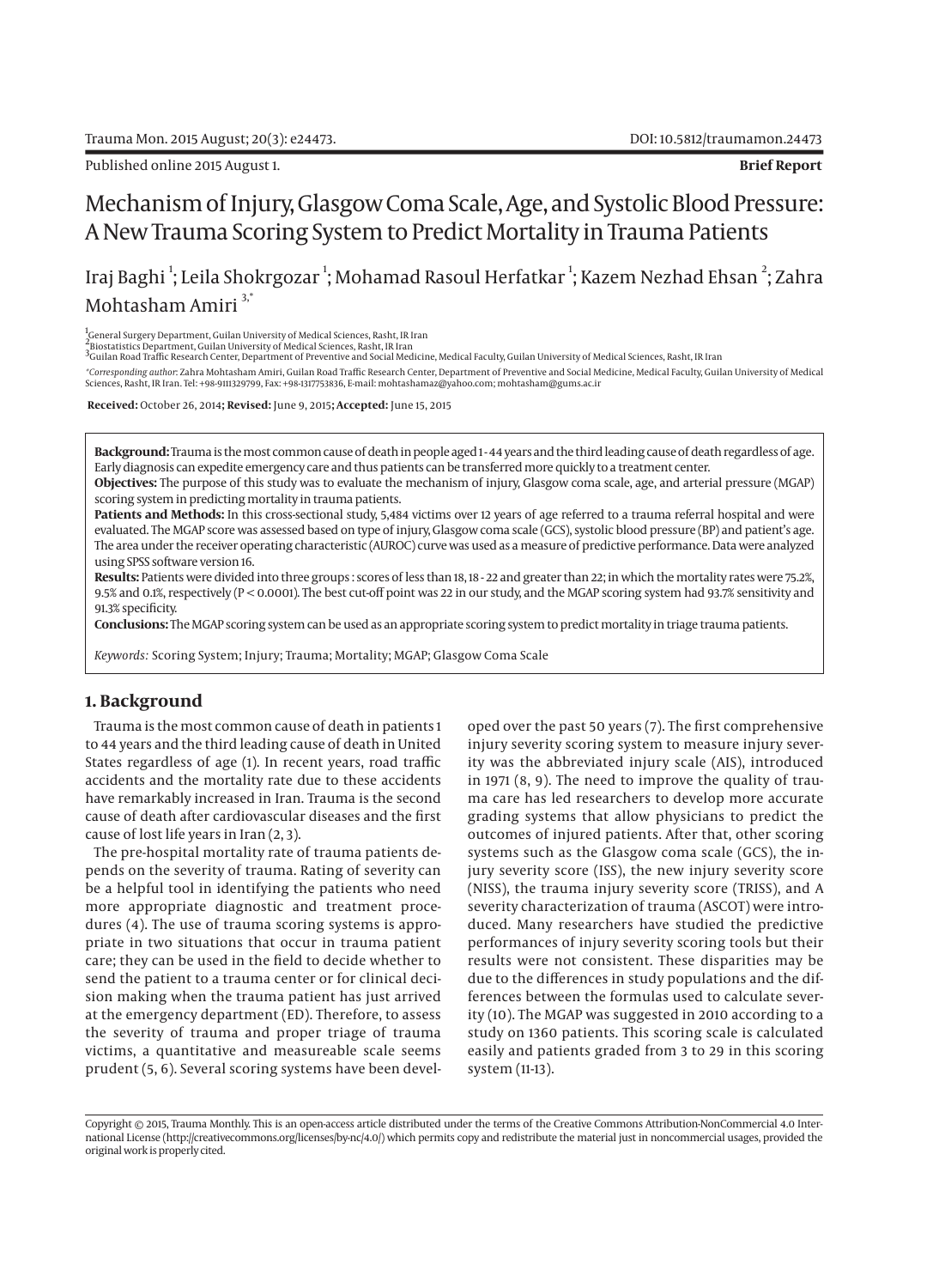**Brief Report**

# Mechanism of Injury, Glasgow Coma Scale, Age, and Systolic Blood Pressure: A New Trauma Scoring System to Predict Mortality in Trauma Patients

Iraj Baghi [1]; Leila Shokrgozar [1]; Mohamad Rasoul Herfatkar [1]; Kazem Nezhad Ehsan [2]; Zahra Mohtasham Amiri [3,*]

[1] General Surgery Department, Guilan University of Medical Sciences, Rasht, IR Iran
[2] Biostatistics Department, Guilan University of Medical Sciences, Rasht, IR Iran
[3] Guilan Road Traffic Research Center, Department of Preventive and Social Medicine, Medical Faculty, Guilan University of Medical Sciences, Rasht, IR Iran

*Corresponding author*: Zahra Mohtasham Amiri, Guilan Road Traffic Research Center, Department of Preventive and Social Medicine, Medical Faculty, Guilan University of Medical Sciences, Rasht, IR Iran. Tel: +98-9111329799, Fax: +98-1317753836, E-mail: mohtashamaz@yahoo.com; mohtasham@gums.ac.ir

**Received:** October 26, 2014**; Revised:** June 9, 2015**; Accepted:** June 15, 2015

**Background:** Trauma is the most common cause of death in people aged 1 - 44 years and the third leading cause of death regardless of age. Early diagnosis can expedite emergency care and thus patients can be transferred more quickly to a treatment center.

**Objectives:** The purpose of this study was to evaluate the mechanism of injury, Glasgow coma scale, age, and arterial pressure (MGAP) scoring system in predicting mortality in trauma patients.

**Patients and Methods:** In this cross-sectional study, 5,484 victims over 12 years of age referred to a trauma referral hospital and were evaluated. The MGAP score was assessed based on type of injury, Glasgow coma scale (GCS), systolic blood pressure (BP) and patient's age. The area under the receiver operating characteristic (AUROC) curve was used as a measure of predictive performance. Data were analyzed using SPSS software version 16.

**Results:** Patients were divided into three groups : scores of less than 18, 18 - 22 and greater than 22; in which the mortality rates were 75.2%, 9.5% and 0.1%, respectively ($P < 0.0001$). The best cut-off point was 22 in our study, and the MGAP scoring system had 93.7% sensitivity and 91.3% specificity.

**Conclusions:** The MGAP scoring system can be used as an appropriate scoring system to predict mortality in triage trauma patients.

*Keywords:* Scoring System; Injury; Trauma; Mortality; MGAP; Glasgow Coma Scale

## 1. Background

Trauma is the most common cause of death in patients 1 to 44 years and the third leading cause of death in United States regardless of age (1). In recent years, road traffic accidents and the mortality rate due to these accidents have remarkably increased in Iran. Trauma is the second cause of death after cardiovascular diseases and the first cause of lost life years in Iran (2, 3).

The pre-hospital mortality rate of trauma patients depends on the severity of trauma. Rating of severity can be a helpful tool in identifying the patients who need more appropriate diagnostic and treatment procedures (4). The use of trauma scoring systems is appropriate in two situations that occur in trauma patient care; they can be used in the field to decide whether to send the patient to a trauma center or for clinical decision making when the trauma patient has just arrived at the emergency department (ED). Therefore, to assess the severity of trauma and proper triage of trauma victims, a quantitative and measureable scale seems prudent (5, 6). Several scoring systems have been developed over the past 50 years (7). The first comprehensive injury severity scoring system to measure injury severity was the abbreviated injury scale (AIS), introduced in 1971 (8, 9). The need to improve the quality of trauma care has led researchers to develop more accurate grading systems that allow physicians to predict the outcomes of injured patients. After that, other scoring systems such as the Glasgow coma scale (GCS), the injury severity score (ISS), the new injury severity score (NISS), the trauma injury severity score (TRISS), and A severity characterization of trauma (ASCOT) were introduced. Many researchers have studied the predictive performances of injury severity scoring tools but their results were not consistent. These disparities may be due to the differences in study populations and the differences between the formulas used to calculate severity (10). The MGAP was suggested in 2010 according to a study on 1360 patients. This scoring scale is calculated easily and patients graded from 3 to 29 in this scoring system (11-13).

Copyright © 2015, Trauma Monthly. This is an open-access article distributed under the terms of the Creative Commons Attribution-NonCommercial 4.0 International License (http://creativecommons.org/licenses/by-nc/4.0/) which permits copy and redistribute the material just in noncommercial usages, provided the original work is properly cited.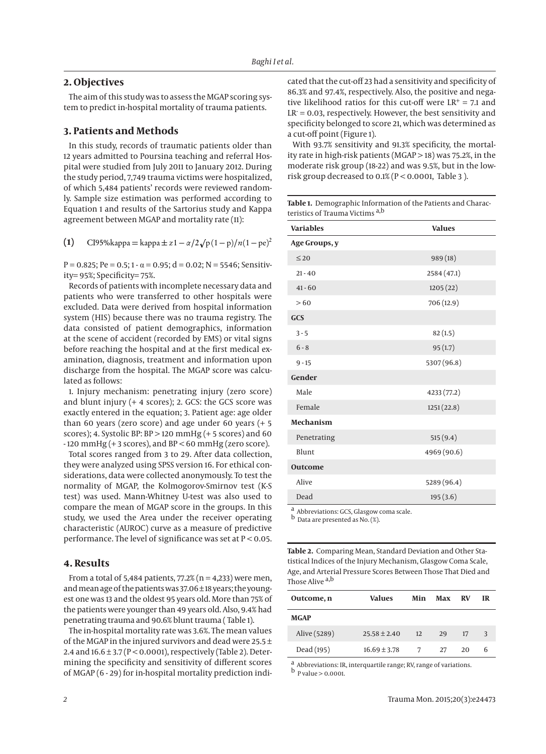## 2. Objectives

The aim of this study was to assess the MGAP scoring system to predict in-hospital mortality of trauma patients.

## 3. Patients and Methods

In this study, records of traumatic patients older than 12 years admitted to Poursina teaching and referral Hospital were studied from July 2011 to January 2012. During the study period, 7,749 trauma victims were hospitalized, of which 5,484 patients' records were reviewed randomly. Sample size estimation was performed according to Equation 1 and results of the Sartorius study and Kappa agreement between MGAP and mortality rate (11):

$$(1) \quad \text{CI95\%kappa} = \text{kappa} \pm z1 - \alpha/2\sqrt{p(1-p)/n(1-pe)^2}$$

P = 0.825; Pe = 0.5; 1 - α = 0.95; d = 0.02; N = 5546; Sensitivity= 95%; Specificity= 75%.

Records of patients with incomplete necessary data and patients who were transferred to other hospitals were excluded. Data were derived from hospital information system (HIS) because there was no trauma registry. The data consisted of patient demographics, information at the scene of accident (recorded by EMS) or vital signs before reaching the hospital and at the first medical examination, diagnosis, treatment and information upon discharge from the hospital. The MGAP score was calculated as follows:

1. Injury mechanism: penetrating injury (zero score) and blunt injury (+ 4 scores); 2. GCS: the GCS score was exactly entered in the equation; 3. Patient age: age older than 60 years (zero score) and age under 60 years (+ 5 scores); 4. Systolic BP: BP > 120 mmHg (+ 5 scores) and 60 - 120 mmHg (+ 3 scores), and BP < 60 mmHg (zero score).

Total scores ranged from 3 to 29. After data collection, they were analyzed using SPSS version 16. For ethical considerations, data were collected anonymously. To test the normality of MGAP, the Kolmogorov-Smirnov test (K-S test) was used. Mann-Whitney U-test was also used to compare the mean of MGAP score in the groups. In this study, we used the Area under the receiver operating characteristic (AUROC) curve as a measure of predictive performance. The level of significance was set at P < 0.05.

## 4. Results

From a total of 5,484 patients, 77.2% (n = 4,233) were men, and mean age of the patients was 37.06 ± 18 years; the youngest one was 13 and the oldest 95 years old. More than 75% of the patients were younger than 49 years old. Also, 9.4% had penetrating trauma and 90.6% blunt trauma ( Table 1).

The in-hospital mortality rate was 3.6%. The mean values of the MGAP in the injured survivors and dead were 25.5 ± 2.4 and 16.6 ± 3.7 (P < 0.0001), respectively (Table 2). Determining the specificity and sensitivity of different scores of MGAP (6 - 29) for in-hospital mortality prediction indicated that the cut-off 23 had a sensitivity and specificity of 86.3% and 97.4%, respectively. Also, the positive and negative likelihood ratios for this cut-off were $LR^+ = 7.1$ and $LR^- = 0.03$, respectively. However, the best sensitivity and specificity belonged to score 21, which was determined as a cut-off point (Figure 1).

With 93.7% sensitivity and 91.3% specificity, the mortality rate in high-risk patients (MGAP > 18) was 75.2%, in the moderate risk group (18-22) and was 9.5%, but in the low-risk group decreased to 0.1% (P < 0.0001, Table 3 ).

**Table 1.** Demographic Information of the Patients and Characteristics of Trauma Victims [a,b]

| Variables | Values |
|---|---|
| **Age Groups, y** | |
| ≤ 20 | 989 (18) |
| 21 - 40 | 2584 (47.1) |
| 41 - 60 | 1205 (22) |
| > 60 | 706 (12.9) |
| **GCS** | |
| 3 - 5 | 82 (1.5) |
| 6 - 8 | 95 (1.7) |
| 9 - 15 | 5307 (96.8) |
| **Gender** | |
| Male | 4233 (77.2) |
| Female | 1251 (22.8) |
| **Mechanism** | |
| Penetrating | 515 (9.4) |
| Blunt | 4969 (90.6) |
| **Outcome** | |
| Alive | 5289 (96.4) |
| Dead | 195 (3.6) |

[a] Abbreviations: GCS, Glasgow coma scale.
[b] Data are presented as No. (%).

**Table 2.** Comparing Mean, Standard Deviation and Other Statistical Indices of the Injury Mechanism, Glasgow Coma Scale, Age, and Arterial Pressure Scores Between Those That Died and Those Alive [a,b]

| Outcome, n | Values | Min | Max | RV | IR |
|---|---|---|---|---|---|
| **MGAP** | | | | | |
| Alive (5289) | 25.58 ± 2.40 | 12 | 29 | 17 | 3 |
| Dead (195) | 16.69 ± 3.78 | 7 | 27 | 20 | 6 |

[a] Abbreviations: IR, interquartile range; RV, range of variations.
[b] P value > 0.0001.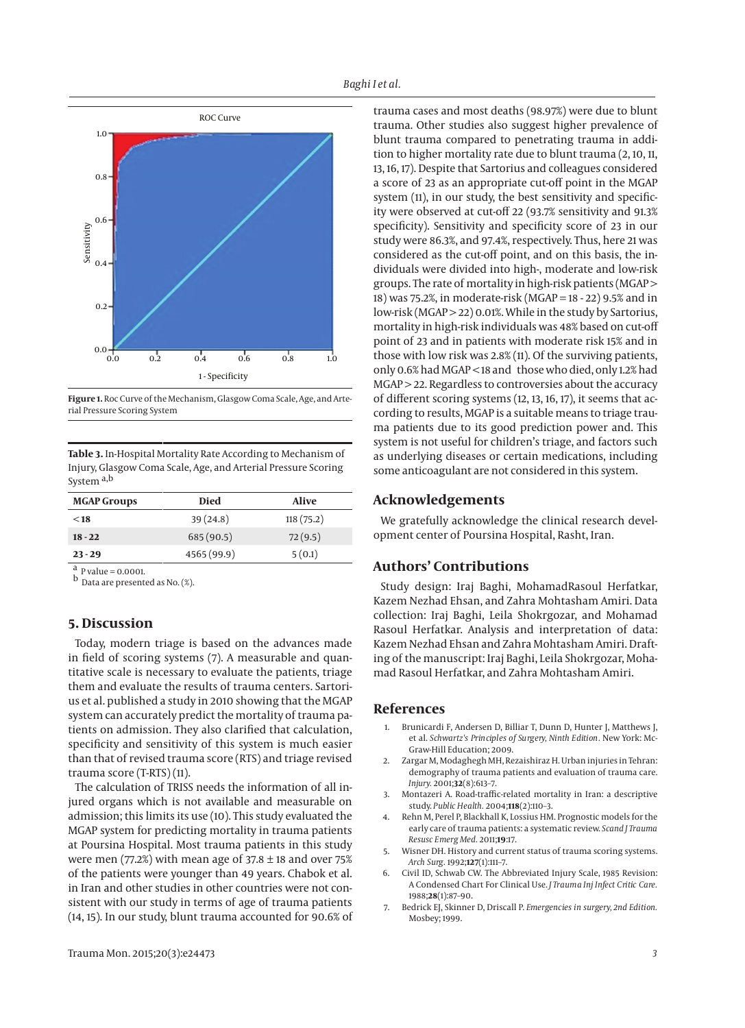Figure 1. Roc Curve of the Mechanism, Glasgow Coma Scale, Age, and Arterial Pressure Scoring System

**Table 3.** In-Hospital Mortality Rate According to Mechanism of Injury, Glasgow Coma Scale, Age, and Arterial Pressure Scoring System [a,b]

| MGAP Groups | Died | Alive |
|---|---|---|
| **< 18** | 39 (24.8) | 118 (75.2) |
| **18 - 22** | 685 (90.5) | 72 (9.5) |
| **23 - 29** | 4565 (99.9) | 5 (0.1) |

[a] P value = 0.0001.
[b] Data are presented as No. (%).

## 5. Discussion

Today, modern triage is based on the advances made in field of scoring systems (7). A measurable and quantitative scale is necessary to evaluate the patients, triage them and evaluate the results of trauma centers. Sartorius et al. published a study in 2010 showing that the MGAP system can accurately predict the mortality of trauma patients on admission. They also clarified that calculation, specificity and sensitivity of this system is much easier than that of revised trauma score (RTS) and triage revised trauma score (T-RTS) (11).

The calculation of TRISS needs the information of all injured organs which is not available and measurable on admission; this limits its use (10). This study evaluated the MGAP system for predicting mortality in trauma patients at Poursina Hospital. Most trauma patients in this study were men (77.2%) with mean age of 37.8 ± 18 and over 75% of the patients were younger than 49 years. Chabok et al. in Iran and other studies in other countries were not consistent with our study in terms of age of trauma patients (14, 15). In our study, blunt trauma accounted for 90.6% of trauma cases and most deaths (98.97%) were due to blunt trauma. Other studies also suggest higher prevalence of blunt trauma compared to penetrating trauma in addition to higher mortality rate due to blunt trauma (2, 10, 11, 13, 16, 17). Despite that Sartorius and colleagues considered a score of 23 as an appropriate cut-off point in the MGAP system (11), in our study, the best sensitivity and specificity were observed at cut-off 22 (93.7% sensitivity and 91.3% specificity). Sensitivity and specificity score of 23 in our study were 86.3%, and 97.4%, respectively. Thus, here 21 was considered as the cut-off point, and on this basis, the individuals were divided into high-, moderate and low-risk groups. The rate of mortality in high-risk patients (MGAP > 18) was 75.2%, in moderate-risk (MGAP = 18 - 22) 9.5% and in low-risk (MGAP > 22) 0.01%. While in the study by Sartorius, mortality in high-risk individuals was 48% based on cut-off point of 23 and in patients with moderate risk 15% and in those with low risk was 2.8% (11). Of the surviving patients, only 0.6% had MGAP < 18 and those who died, only 1.2% had MGAP > 22. Regardless to controversies about the accuracy of different scoring systems (12, 13, 16, 17), it seems that according to results, MGAP is a suitable means to triage trauma patients due to its good prediction power and. This system is not useful for children's triage, and factors such as underlying diseases or certain medications, including some anticoagulant are not considered in this system.

## Acknowledgements

We gratefully acknowledge the clinical research development center of Poursina Hospital, Rasht, Iran.

## Authors' Contributions

Study design: Iraj Baghi, MohamadRasoul Herfatkar, Kazem Nezhad Ehsan, and Zahra Mohtasham Amiri. Data collection: Iraj Baghi, Leila Shokrgozar, and Mohamad Rasoul Herfatkar. Analysis and interpretation of data: Kazem Nezhad Ehsan and Zahra Mohtasham Amiri. Drafting of the manuscript: Iraj Baghi, Leila Shokrgozar, Mohamad Rasoul Herfatkar, and Zahra Mohtasham Amiri.

## References

1. Brunicardi F, Andersen D, Billiar T, Dunn D, Hunter J, Matthews J, et al. *Schwartz's Principles of Surgery, Ninth Edition*. New York: McGraw-Hill Education; 2009.
2. Zargar M, Modaghegh MH, Rezaishiraz H. Urban injuries in Tehran: demography of trauma patients and evaluation of trauma care. *Injury.* 2001;**32**(8):613–7.
3. Montazeri A. Road-traffic-related mortality in Iran: a descriptive study. *Public Health.* 2004;**118**(2):110–3.
4. Rehn M, Perel P, Blackhall K, Lossius HM. Prognostic models for the early care of trauma patients: a systematic review. *Scand J Trauma Resusc Emerg Med.* 2011;**19**:17.
5. Wisner DH. History and current status of trauma scoring systems. *Arch Surg*. 1992;**127**(1):111–7.
6. Civil ID, Schwab CW. The Abbreviated Injury Scale, 1985 Revision: A Condensed Chart For Clinical Use. *J Trauma Inj Infect Critic Care.* 1988;**28**(1):87–90.
7. Bedrick EJ, Skinner D, Driscall P. *Emergencies in surgery, 2nd Edition.* Mosbey; 1999.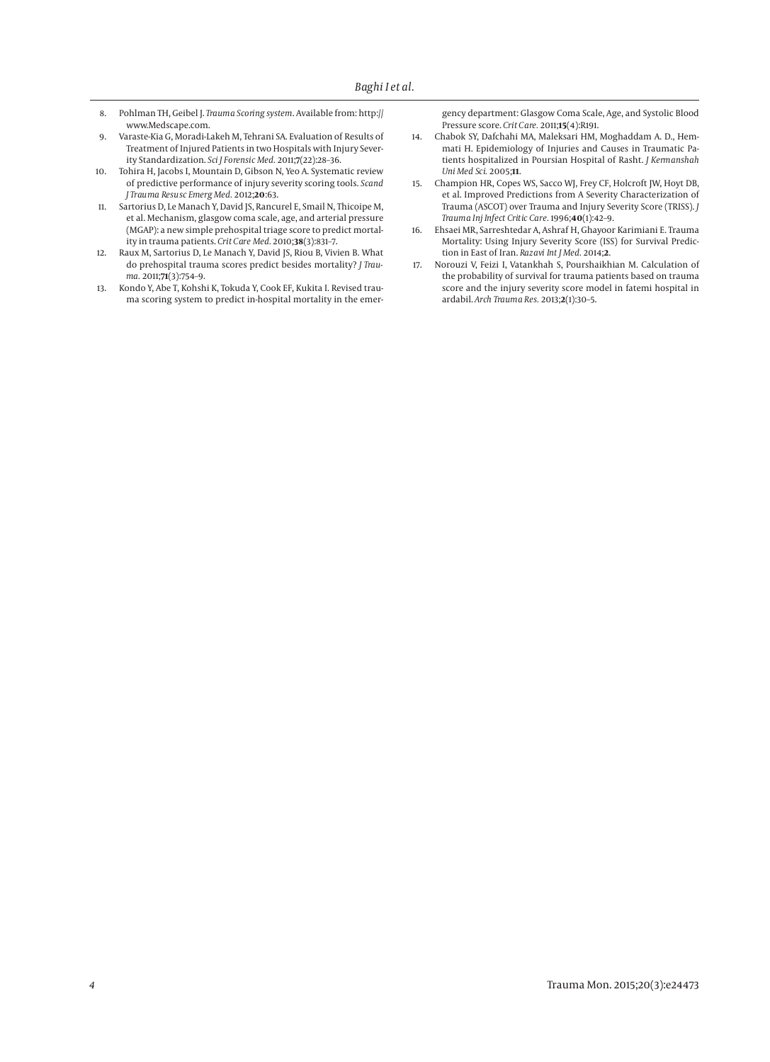8. Pohlman TH, Geibel J. *Trauma Scoring system*. Available from: http://www.Medscape.com.
9. Varaste-Kia G, Moradi-Lakeh M, Tehrani SA. Evaluation of Results of Treatment of Injured Patients in two Hospitals with Injury Severity Standardization. *Sci J Forensic Med*. 2011;**7**(22):28–36.
10. Tohira H, Jacobs I, Mountain D, Gibson N, Yeo A. Systematic review of predictive performance of injury severity scoring tools. *Scand J Trauma Resusc Emerg Med*. 2012;**20**:63.
11. Sartorius D, Le Manach Y, David JS, Rancurel E, Smail N, Thicoipe M, et al. Mechanism, glasgow coma scale, age, and arterial pressure (MGAP): a new simple prehospital triage score to predict mortality in trauma patients. *Crit Care Med*. 2010;**38**(3):831–7.
12. Raux M, Sartorius D, Le Manach Y, David JS, Riou B, Vivien B. What do prehospital trauma scores predict besides mortality? *J Trauma*. 2011;**71**(3):754–9.
13. Kondo Y, Abe T, Kohshi K, Tokuda Y, Cook EF, Kukita I. Revised trauma scoring system to predict in-hospital mortality in the emergency department: Glasgow Coma Scale, Age, and Systolic Blood Pressure score. *Crit Care*. 2011;**15**(4):R191.
14. Chabok SY, Dafchahi MA, Maleksari HM, Moghaddam A. D., Hemmati H. Epidemiology of Injuries and Causes in Traumatic Patients hospitalized in Poursian Hospital of Rasht. *J Kermanshah Uni Med Sci*. 2005;**11**.
15. Champion HR, Copes WS, Sacco WJ, Frey CF, Holcroft JW, Hoyt DB, et al. Improved Predictions from A Severity Characterization of Trauma (ASCOT) over Trauma and Injury Severity Score (TRISS). *J Trauma Inj Infect Critic Care*. 1996;**40**(1):42–9.
16. Ehsaei MR, Sarreshtedar A, Ashraf H, Ghayoor Karimiani E. Trauma Mortality: Using Injury Severity Score (ISS) for Survival Prediction in East of Iran. *Razavi Int J Med*. 2014;**2**.
17. Norouzi V, Feizi I, Vatankhah S, Pourshaikhian M. Calculation of the probability of survival for trauma patients based on trauma score and the injury severity score model in fatemi hospital in ardabil. *Arch Trauma Res*. 2013;**2**(1):30–5.